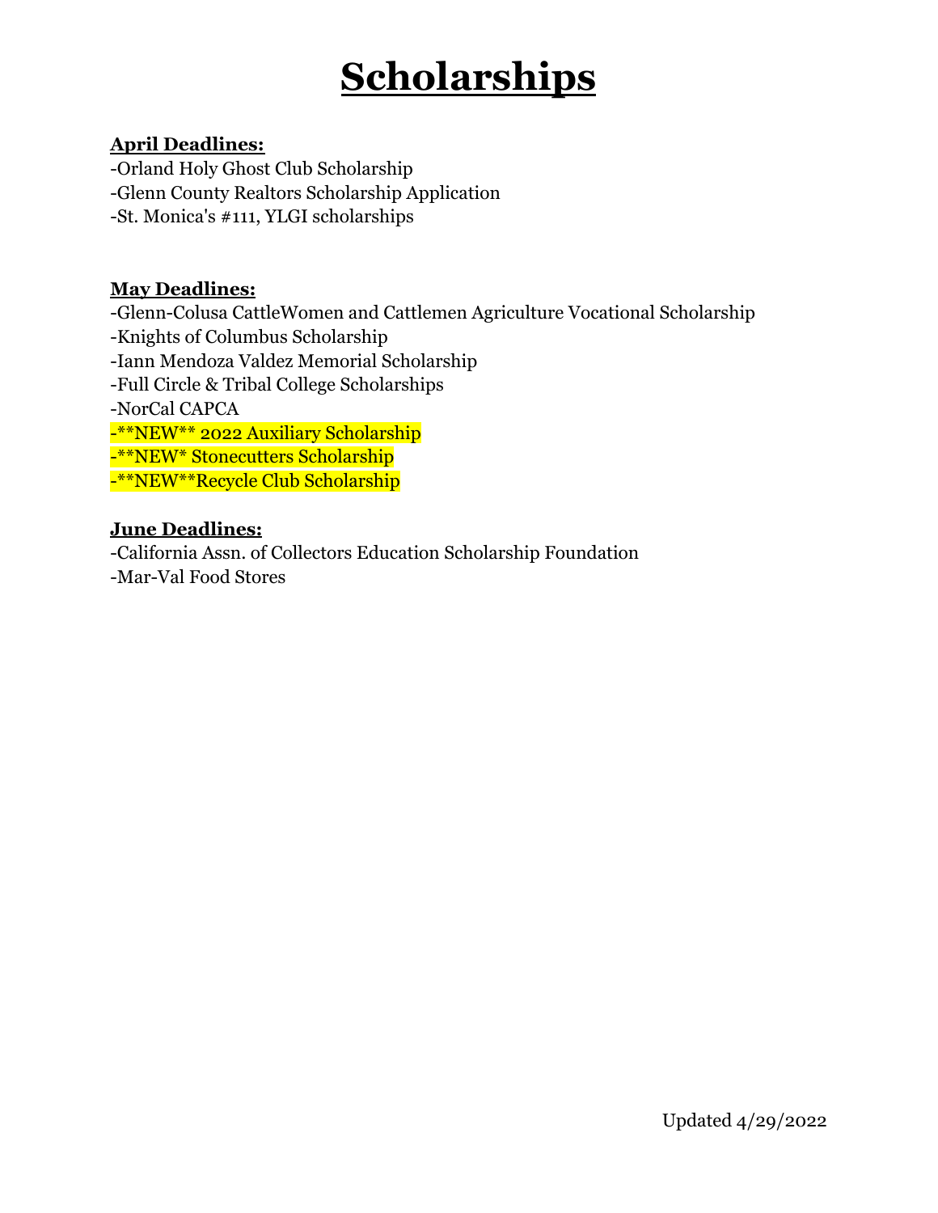# Scholarships

**April Deadlines:**

-Orland Holy Ghost Club Scholarship
-Glenn County Realtors Scholarship Application
-St. Monica's #111, YLGI scholarships

**May Deadlines:**

-Glenn-Colusa CattleWomen and Cattlemen Agriculture Vocational Scholarship
-Knights of Columbus Scholarship
-Iann Mendoza Valdez Memorial Scholarship
-Full Circle & Tribal College Scholarships
-NorCal CAPCA
-**NEW** 2022 Auxiliary Scholarship
-**NEW* Stonecutters Scholarship
-**NEW**Recycle Club Scholarship

**June Deadlines:**

-California Assn. of Collectors Education Scholarship Foundation
-Mar-Val Food Stores

Updated 4/29/2022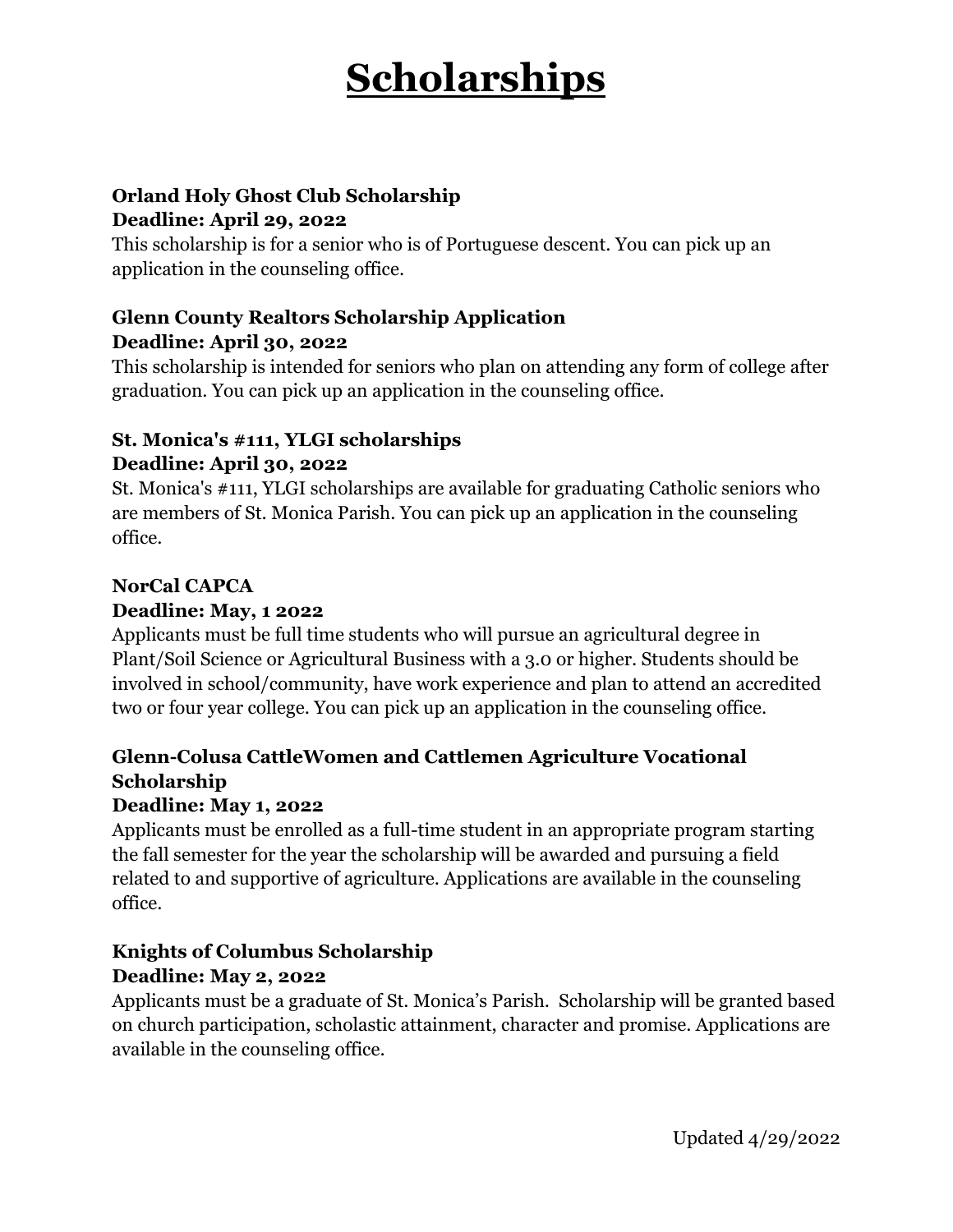# Scholarships

**Orland Holy Ghost Club Scholarship**
**Deadline: April 29, 2022**
This scholarship is for a senior who is of Portuguese descent. You can pick up an application in the counseling office.

**Glenn County Realtors Scholarship Application**
**Deadline: April 30, 2022**
This scholarship is intended for seniors who plan on attending any form of college after graduation. You can pick up an application in the counseling office.

**St. Monica's #111, YLGI scholarships**
**Deadline: April 30, 2022**
St. Monica's #111, YLGI scholarships are available for graduating Catholic seniors who are members of St. Monica Parish. You can pick up an application in the counseling office.

**NorCal CAPCA**
**Deadline: May, 1 2022**
Applicants must be full time students who will pursue an agricultural degree in Plant/Soil Science or Agricultural Business with a 3.0 or higher. Students should be involved in school/community, have work experience and plan to attend an accredited two or four year college. You can pick up an application in the counseling office.

**Glenn-Colusa CattleWomen and Cattlemen Agriculture Vocational Scholarship**
**Deadline: May 1, 2022**
Applicants must be enrolled as a full-time student in an appropriate program starting the fall semester for the year the scholarship will be awarded and pursuing a field related to and supportive of agriculture. Applications are available in the counseling office.

**Knights of Columbus Scholarship**
**Deadline: May 2, 2022**
Applicants must be a graduate of St. Monica's Parish. Scholarship will be granted based on church participation, scholastic attainment, character and promise. Applications are available in the counseling office.

Updated 4/29/2022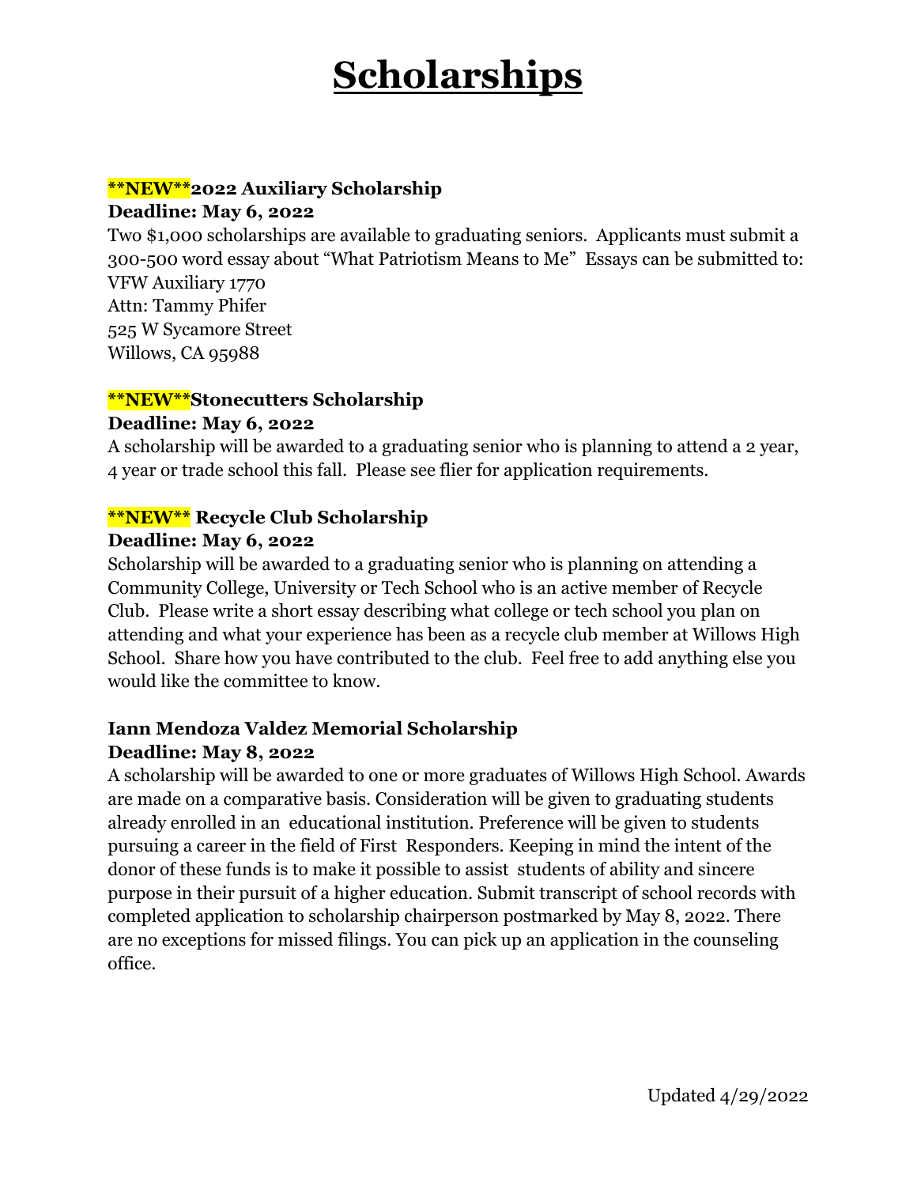# Scholarships

**\*\*NEW\*\*2022 Auxiliary Scholarship**
**Deadline: May 6, 2022**

Two $1,000 scholarships are available to graduating seniors. Applicants must submit a 300-500 word essay about "What Patriotism Means to Me" Essays can be submitted to:
VFW Auxiliary 1770
Attn: Tammy Phifer
525 W Sycamore Street
Willows, CA 95988

**\*\*NEW\*\*Stonecutters Scholarship**
**Deadline: May 6, 2022**

A scholarship will be awarded to a graduating senior who is planning to attend a 2 year, 4 year or trade school this fall. Please see flier for application requirements.

**\*\*NEW\*\* Recycle Club Scholarship**
**Deadline: May 6, 2022**

Scholarship will be awarded to a graduating senior who is planning on attending a Community College, University or Tech School who is an active member of Recycle Club. Please write a short essay describing what college or tech school you plan on attending and what your experience has been as a recycle club member at Willows High School. Share how you have contributed to the club. Feel free to add anything else you would like the committee to know.

**Iann Mendoza Valdez Memorial Scholarship**
**Deadline: May 8, 2022**

A scholarship will be awarded to one or more graduates of Willows High School. Awards are made on a comparative basis. Consideration will be given to graduating students already enrolled in an educational institution. Preference will be given to students pursuing a career in the field of First Responders. Keeping in mind the intent of the donor of these funds is to make it possible to assist students of ability and sincere purpose in their pursuit of a higher education. Submit transcript of school records with completed application to scholarship chairperson postmarked by May 8, 2022. There are no exceptions for missed filings. You can pick up an application in the counseling office.

Updated 4/29/2022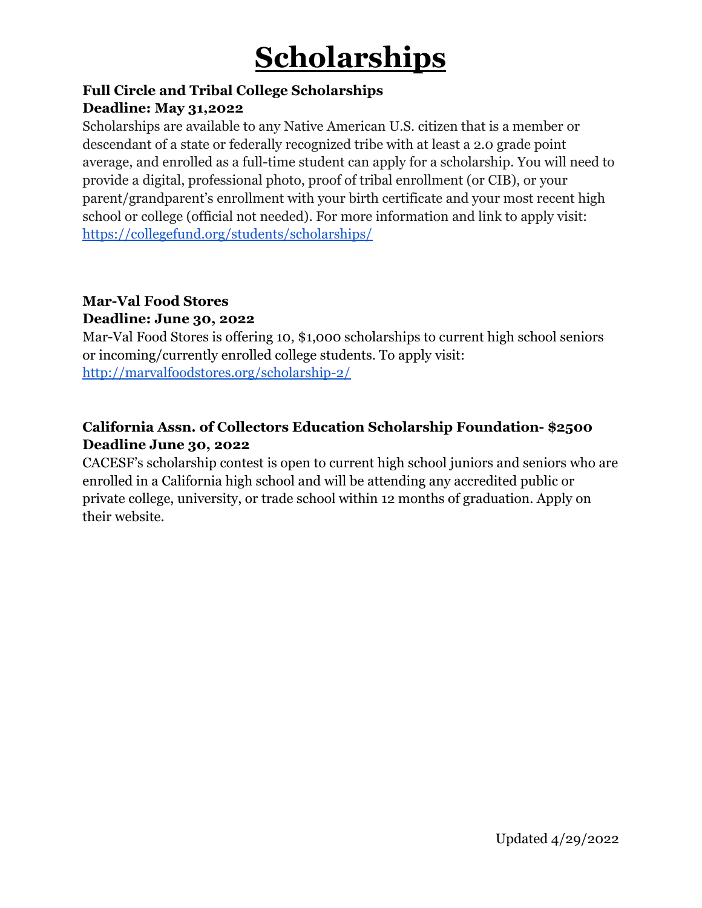# Scholarships

**Full Circle and Tribal College Scholarships**
**Deadline: May 31,2022**

Scholarships are available to any Native American U.S. citizen that is a member or descendant of a state or federally recognized tribe with at least a 2.0 grade point average, and enrolled as a full-time student can apply for a scholarship. You will need to provide a digital, professional photo, proof of tribal enrollment (or CIB), or your parent/grandparent's enrollment with your birth certificate and your most recent high school or college (official not needed). For more information and link to apply visit: https://collegefund.org/students/scholarships/

**Mar-Val Food Stores**
**Deadline: June 30, 2022**

Mar-Val Food Stores is offering 10, $1,000 scholarships to current high school seniors or incoming/currently enrolled college students. To apply visit: http://marvalfoodstores.org/scholarship-2/

**California Assn. of Collectors Education Scholarship Foundation- $2500**
**Deadline June 30, 2022**

CACESF's scholarship contest is open to current high school juniors and seniors who are enrolled in a California high school and will be attending any accredited public or private college, university, or trade school within 12 months of graduation. Apply on their website.

Updated 4/29/2022